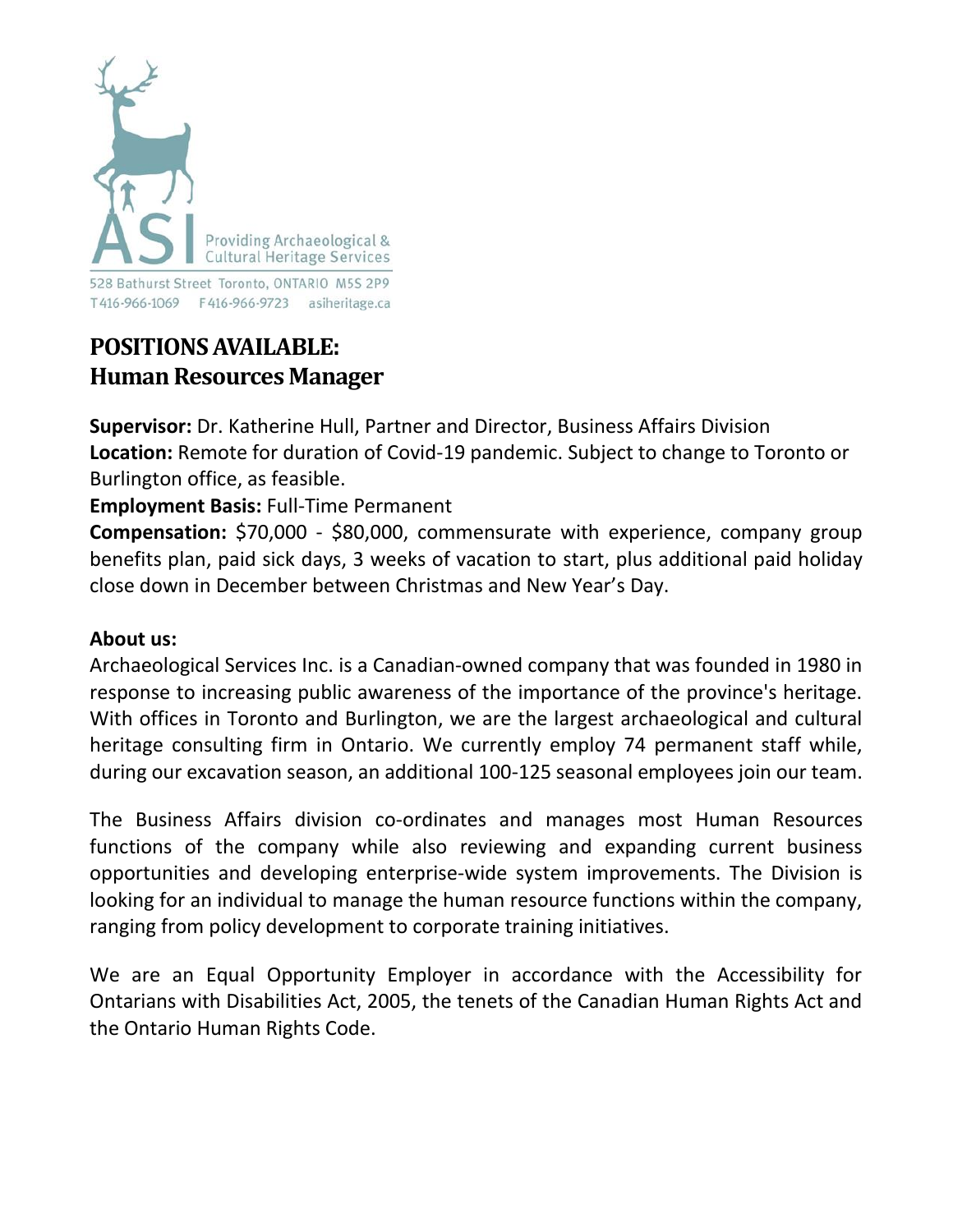Providing Archaeological & Cultural Heritage Services

528 Bathurst Street Toronto, ONTARIO M5S 2P9
T416-966-1069 F416-966-9723 asiheritage.ca

# POSITIONS AVAILABLE:
# Human Resources Manager

**Supervisor:** Dr. Katherine Hull, Partner and Director, Business Affairs Division
**Location:** Remote for duration of Covid-19 pandemic. Subject to change to Toronto or Burlington office, as feasible.
**Employment Basis:** Full-Time Permanent
**Compensation:** $70,000 - $80,000, commensurate with experience, company group benefits plan, paid sick days, 3 weeks of vacation to start, plus additional paid holiday close down in December between Christmas and New Year's Day.

**About us:**
Archaeological Services Inc. is a Canadian-owned company that was founded in 1980 in response to increasing public awareness of the importance of the province's heritage. With offices in Toronto and Burlington, we are the largest archaeological and cultural heritage consulting firm in Ontario. We currently employ 74 permanent staff while, during our excavation season, an additional 100-125 seasonal employees join our team.

The Business Affairs division co-ordinates and manages most Human Resources functions of the company while also reviewing and expanding current business opportunities and developing enterprise-wide system improvements. The Division is looking for an individual to manage the human resource functions within the company, ranging from policy development to corporate training initiatives.

We are an Equal Opportunity Employer in accordance with the Accessibility for Ontarians with Disabilities Act, 2005, the tenets of the Canadian Human Rights Act and the Ontario Human Rights Code.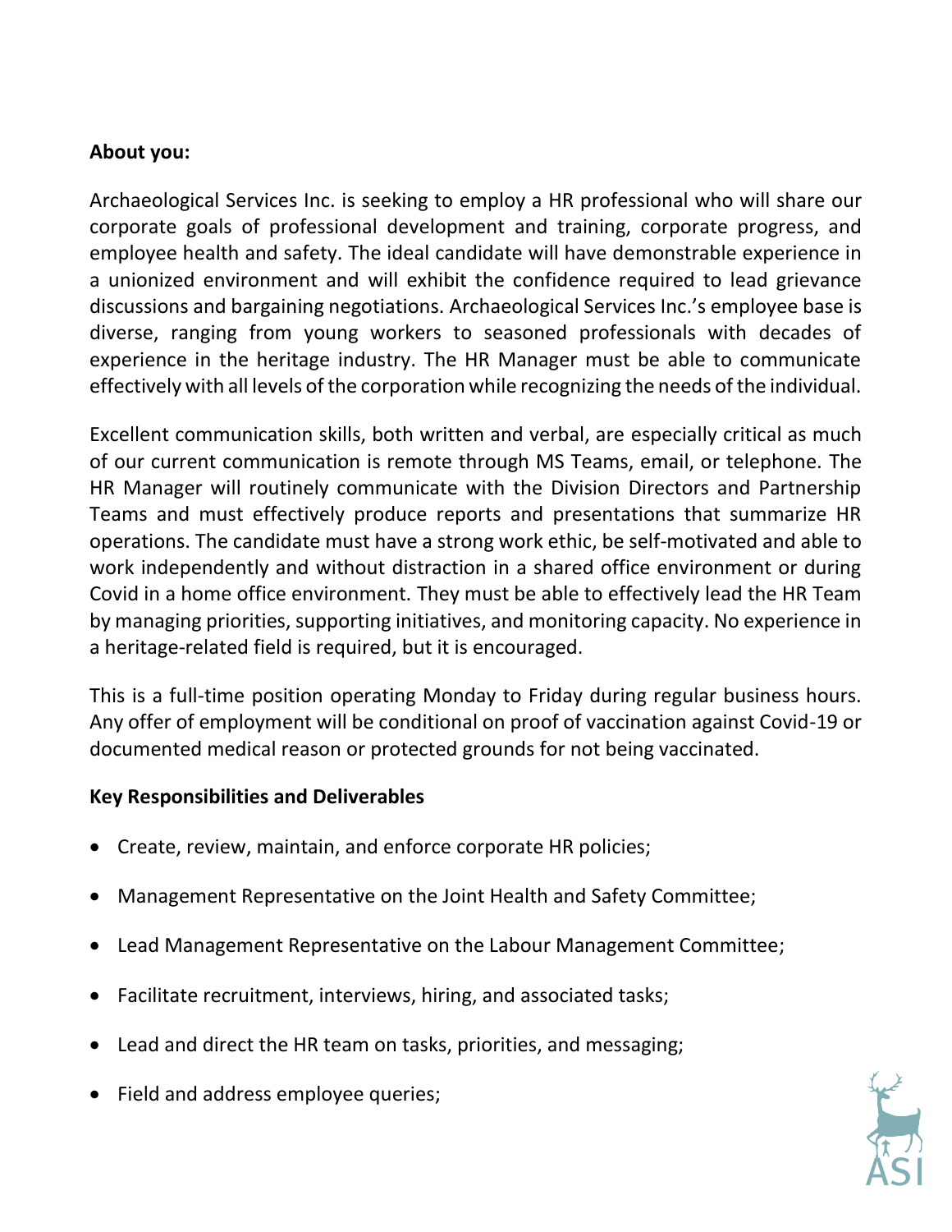**About you:**

Archaeological Services Inc. is seeking to employ a HR professional who will share our corporate goals of professional development and training, corporate progress, and employee health and safety. The ideal candidate will have demonstrable experience in a unionized environment and will exhibit the confidence required to lead grievance discussions and bargaining negotiations. Archaeological Services Inc.'s employee base is diverse, ranging from young workers to seasoned professionals with decades of experience in the heritage industry. The HR Manager must be able to communicate effectively with all levels of the corporation while recognizing the needs of the individual.

Excellent communication skills, both written and verbal, are especially critical as much of our current communication is remote through MS Teams, email, or telephone. The HR Manager will routinely communicate with the Division Directors and Partnership Teams and must effectively produce reports and presentations that summarize HR operations. The candidate must have a strong work ethic, be self-motivated and able to work independently and without distraction in a shared office environment or during Covid in a home office environment. They must be able to effectively lead the HR Team by managing priorities, supporting initiatives, and monitoring capacity. No experience in a heritage-related field is required, but it is encouraged.

This is a full-time position operating Monday to Friday during regular business hours. Any offer of employment will be conditional on proof of vaccination against Covid-19 or documented medical reason or protected grounds for not being vaccinated.

**Key Responsibilities and Deliverables**

- Create, review, maintain, and enforce corporate HR policies;
- Management Representative on the Joint Health and Safety Committee;
- Lead Management Representative on the Labour Management Committee;
- Facilitate recruitment, interviews, hiring, and associated tasks;
- Lead and direct the HR team on tasks, priorities, and messaging;
- Field and address employee queries;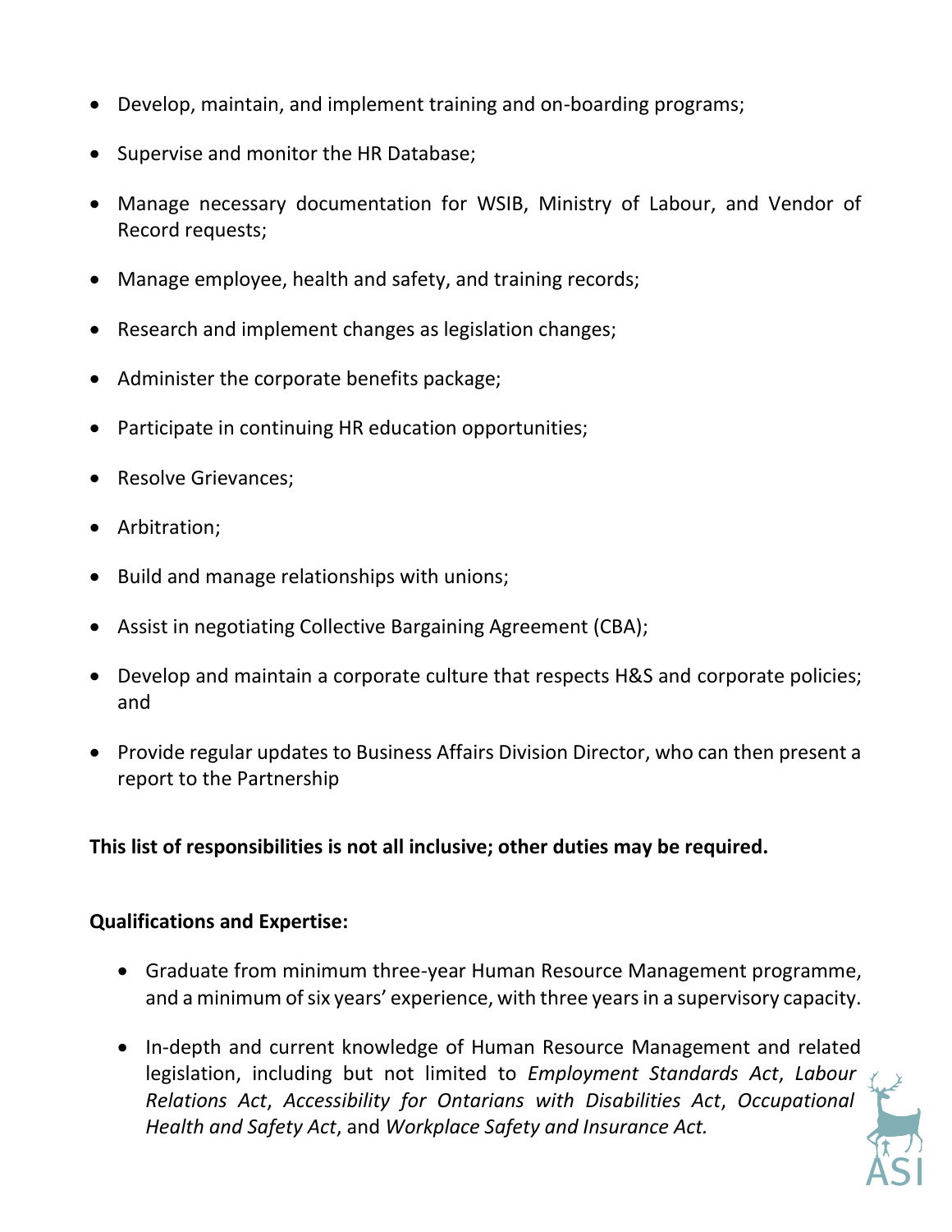- Develop, maintain, and implement training and on-boarding programs;
- Supervise and monitor the HR Database;
- Manage necessary documentation for WSIB, Ministry of Labour, and Vendor of Record requests;
- Manage employee, health and safety, and training records;
- Research and implement changes as legislation changes;
- Administer the corporate benefits package;
- Participate in continuing HR education opportunities;
- Resolve Grievances;
- Arbitration;
- Build and manage relationships with unions;
- Assist in negotiating Collective Bargaining Agreement (CBA);
- Develop and maintain a corporate culture that respects H&S and corporate policies; and
- Provide regular updates to Business Affairs Division Director, who can then present a report to the Partnership

**This list of responsibilities is not all inclusive; other duties may be required.**

**Qualifications and Expertise:**

- Graduate from minimum three-year Human Resource Management programme, and a minimum of six years' experience, with three years in a supervisory capacity.
- In-depth and current knowledge of Human Resource Management and related legislation, including but not limited to *Employment Standards Act*, *Labour Relations Act*, *Accessibility for Ontarians with Disabilities Act*, *Occupational Health and Safety Act*, and *Workplace Safety and Insurance Act.*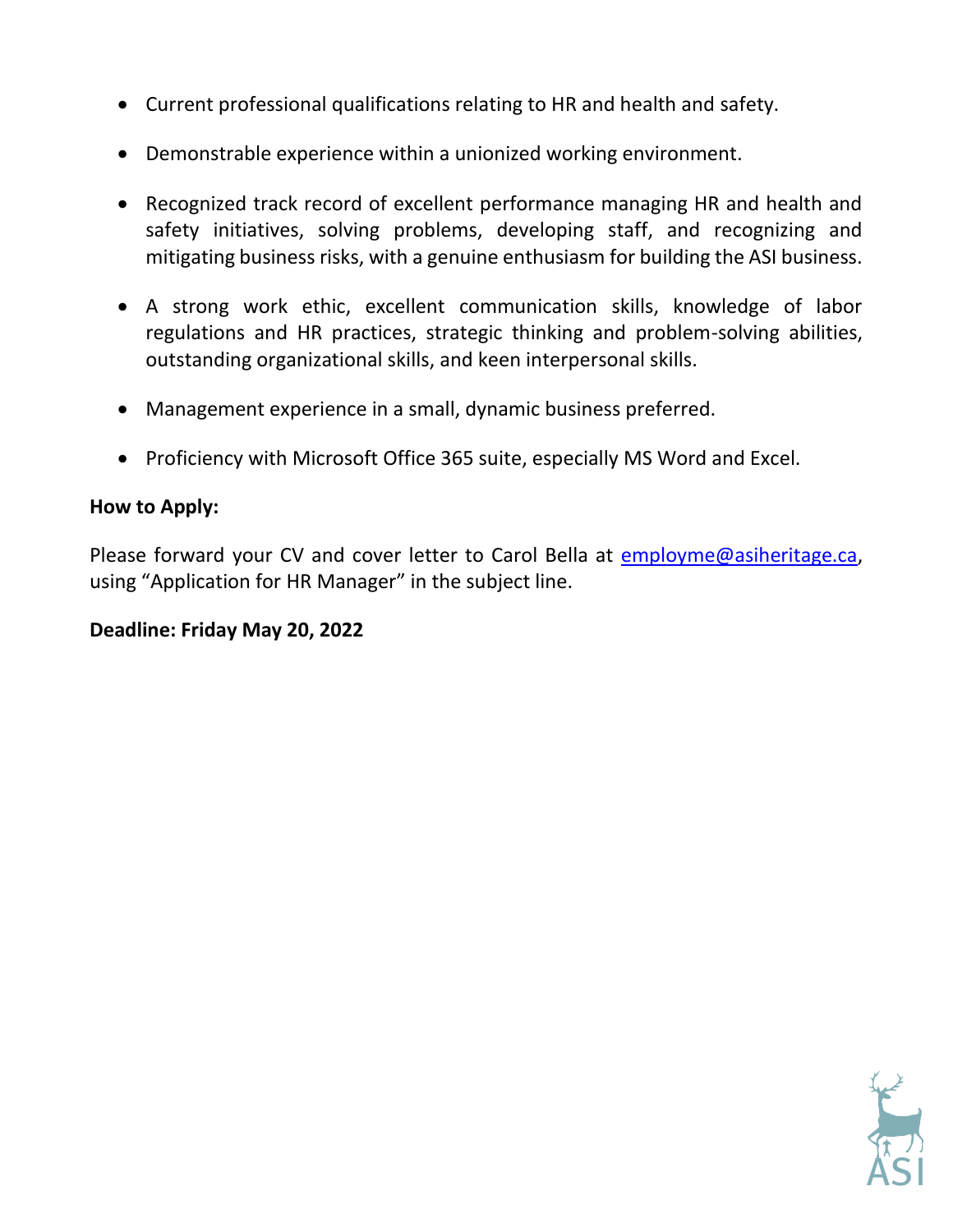- Current professional qualifications relating to HR and health and safety.
- Demonstrable experience within a unionized working environment.
- Recognized track record of excellent performance managing HR and health and safety initiatives, solving problems, developing staff, and recognizing and mitigating business risks, with a genuine enthusiasm for building the ASI business.
- A strong work ethic, excellent communication skills, knowledge of labor regulations and HR practices, strategic thinking and problem-solving abilities, outstanding organizational skills, and keen interpersonal skills.
- Management experience in a small, dynamic business preferred.
- Proficiency with Microsoft Office 365 suite, especially MS Word and Excel.

**How to Apply:**

Please forward your CV and cover letter to Carol Bella at employme@asiheritage.ca, using "Application for HR Manager" in the subject line.

**Deadline: Friday May 20, 2022**